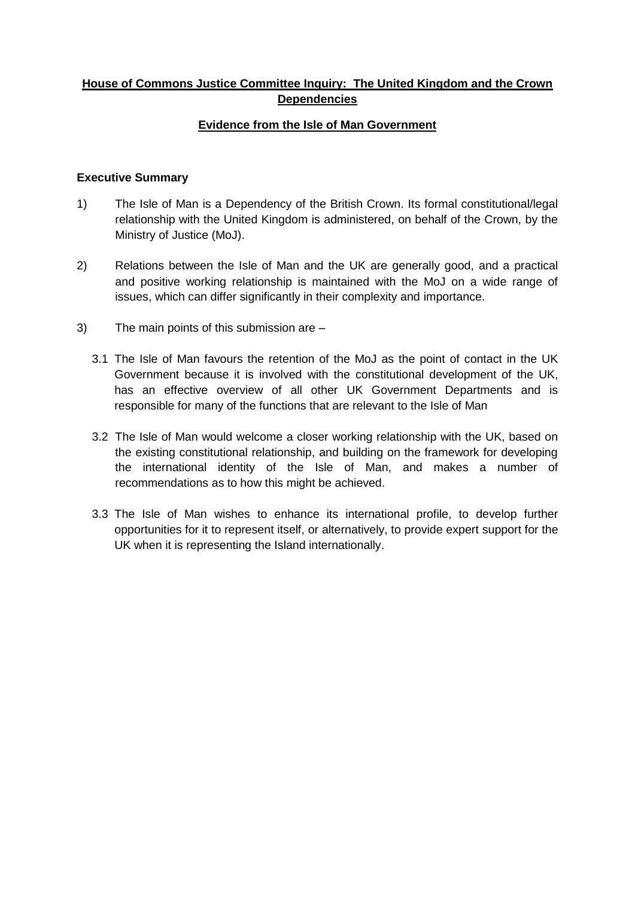**House of Commons Justice Committee Inquiry: The United Kingdom and the Crown Dependencies**

**Evidence from the Isle of Man Government**

**Executive Summary**

1) The Isle of Man is a Dependency of the British Crown. Its formal constitutional/legal relationship with the United Kingdom is administered, on behalf of the Crown, by the Ministry of Justice (MoJ).

2) Relations between the Isle of Man and the UK are generally good, and a practical and positive working relationship is maintained with the MoJ on a wide range of issues, which can differ significantly in their complexity and importance.

3) The main points of this submission are –

   3.1 The Isle of Man favours the retention of the MoJ as the point of contact in the UK Government because it is involved with the constitutional development of the UK, has an effective overview of all other UK Government Departments and is responsible for many of the functions that are relevant to the Isle of Man

   3.2 The Isle of Man would welcome a closer working relationship with the UK, based on the existing constitutional relationship, and building on the framework for developing the international identity of the Isle of Man, and makes a number of recommendations as to how this might be achieved.

   3.3 The Isle of Man wishes to enhance its international profile, to develop further opportunities for it to represent itself, or alternatively, to provide expert support for the UK when it is representing the Island internationally.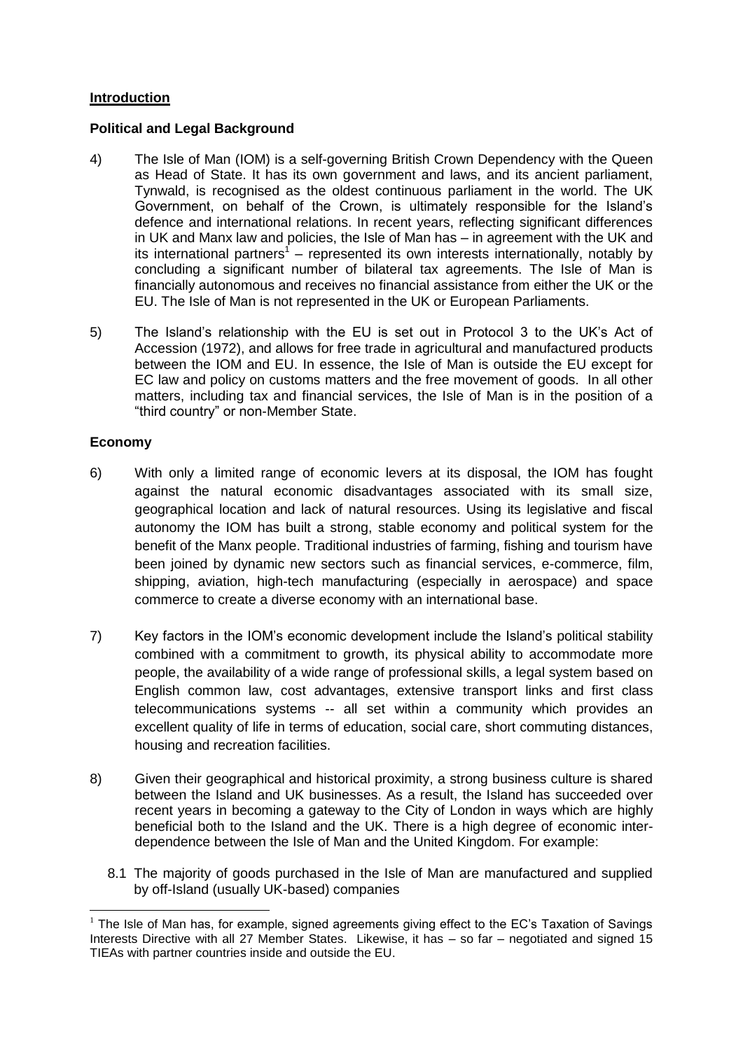## Introduction

### Political and Legal Background

4) The Isle of Man (IOM) is a self-governing British Crown Dependency with the Queen as Head of State. It has its own government and laws, and its ancient parliament, Tynwald, is recognised as the oldest continuous parliament in the world. The UK Government, on behalf of the Crown, is ultimately responsible for the Island's defence and international relations. In recent years, reflecting significant differences in UK and Manx law and policies, the Isle of Man has – in agreement with the UK and its international partners[1] – represented its own interests internationally, notably by concluding a significant number of bilateral tax agreements. The Isle of Man is financially autonomous and receives no financial assistance from either the UK or the EU. The Isle of Man is not represented in the UK or European Parliaments.

5) The Island's relationship with the EU is set out in Protocol 3 to the UK's Act of Accession (1972), and allows for free trade in agricultural and manufactured products between the IOM and EU. In essence, the Isle of Man is outside the EU except for EC law and policy on customs matters and the free movement of goods. In all other matters, including tax and financial services, the Isle of Man is in the position of a "third country" or non-Member State.

### Economy

6) With only a limited range of economic levers at its disposal, the IOM has fought against the natural economic disadvantages associated with its small size, geographical location and lack of natural resources. Using its legislative and fiscal autonomy the IOM has built a strong, stable economy and political system for the benefit of the Manx people. Traditional industries of farming, fishing and tourism have been joined by dynamic new sectors such as financial services, e-commerce, film, shipping, aviation, high-tech manufacturing (especially in aerospace) and space commerce to create a diverse economy with an international base.

7) Key factors in the IOM's economic development include the Island's political stability combined with a commitment to growth, its physical ability to accommodate more people, the availability of a wide range of professional skills, a legal system based on English common law, cost advantages, extensive transport links and first class telecommunications systems -- all set within a community which provides an excellent quality of life in terms of education, social care, short commuting distances, housing and recreation facilities.

8) Given their geographical and historical proximity, a strong business culture is shared between the Island and UK businesses. As a result, the Island has succeeded over recent years in becoming a gateway to the City of London in ways which are highly beneficial both to the Island and the UK. There is a high degree of economic inter-dependence between the Isle of Man and the United Kingdom. For example:

   8.1 The majority of goods purchased in the Isle of Man are manufactured and supplied by off-Island (usually UK-based) companies

---

[1] The Isle of Man has, for example, signed agreements giving effect to the EC's Taxation of Savings Interests Directive with all 27 Member States. Likewise, it has – so far – negotiated and signed 15 TIEAs with partner countries inside and outside the EU.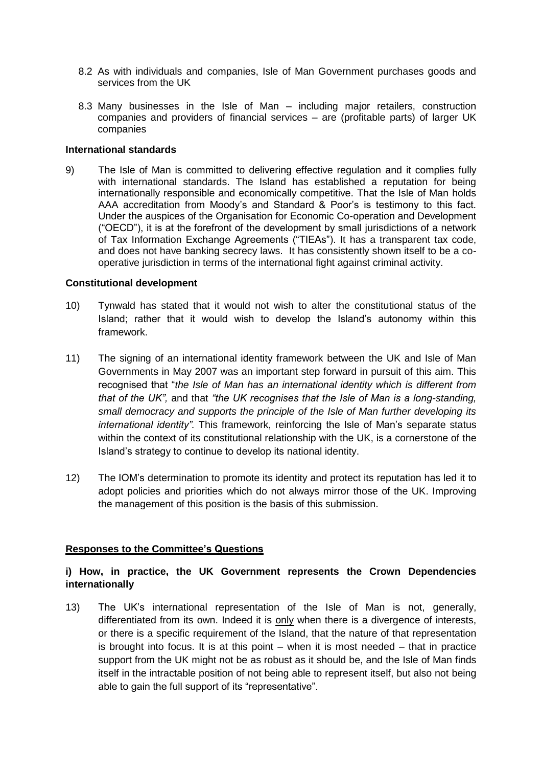8.2 As with individuals and companies, Isle of Man Government purchases goods and services from the UK

8.3 Many businesses in the Isle of Man – including major retailers, construction companies and providers of financial services – are (profitable parts) of larger UK companies

**International standards**

9) The Isle of Man is committed to delivering effective regulation and it complies fully with international standards. The Island has established a reputation for being internationally responsible and economically competitive. That the Isle of Man holds AAA accreditation from Moody's and Standard & Poor's is testimony to this fact. Under the auspices of the Organisation for Economic Co-operation and Development ("OECD"), it is at the forefront of the development by small jurisdictions of a network of Tax Information Exchange Agreements ("TIEAs"). It has a transparent tax code, and does not have banking secrecy laws. It has consistently shown itself to be a co-operative jurisdiction in terms of the international fight against criminal activity.

**Constitutional development**

10) Tynwald has stated that it would not wish to alter the constitutional status of the Island; rather that it would wish to develop the Island's autonomy within this framework.

11) The signing of an international identity framework between the UK and Isle of Man Governments in May 2007 was an important step forward in pursuit of this aim. This recognised that "*the Isle of Man has an international identity which is different from that of the UK",* and that *"the UK recognises that the Isle of Man is a long-standing, small democracy and supports the principle of the Isle of Man further developing its international identity".* This framework, reinforcing the Isle of Man's separate status within the context of its constitutional relationship with the UK, is a cornerstone of the Island's strategy to continue to develop its national identity.

12) The IOM's determination to promote its identity and protect its reputation has led it to adopt policies and priorities which do not always mirror those of the UK. Improving the management of this position is the basis of this submission.

**Responses to the Committee's Questions**

**i) How, in practice, the UK Government represents the Crown Dependencies internationally**

13) The UK's international representation of the Isle of Man is not, generally, differentiated from its own. Indeed it is only when there is a divergence of interests, or there is a specific requirement of the Island, that the nature of that representation is brought into focus. It is at this point – when it is most needed – that in practice support from the UK might not be as robust as it should be, and the Isle of Man finds itself in the intractable position of not being able to represent itself, but also not being able to gain the full support of its "representative".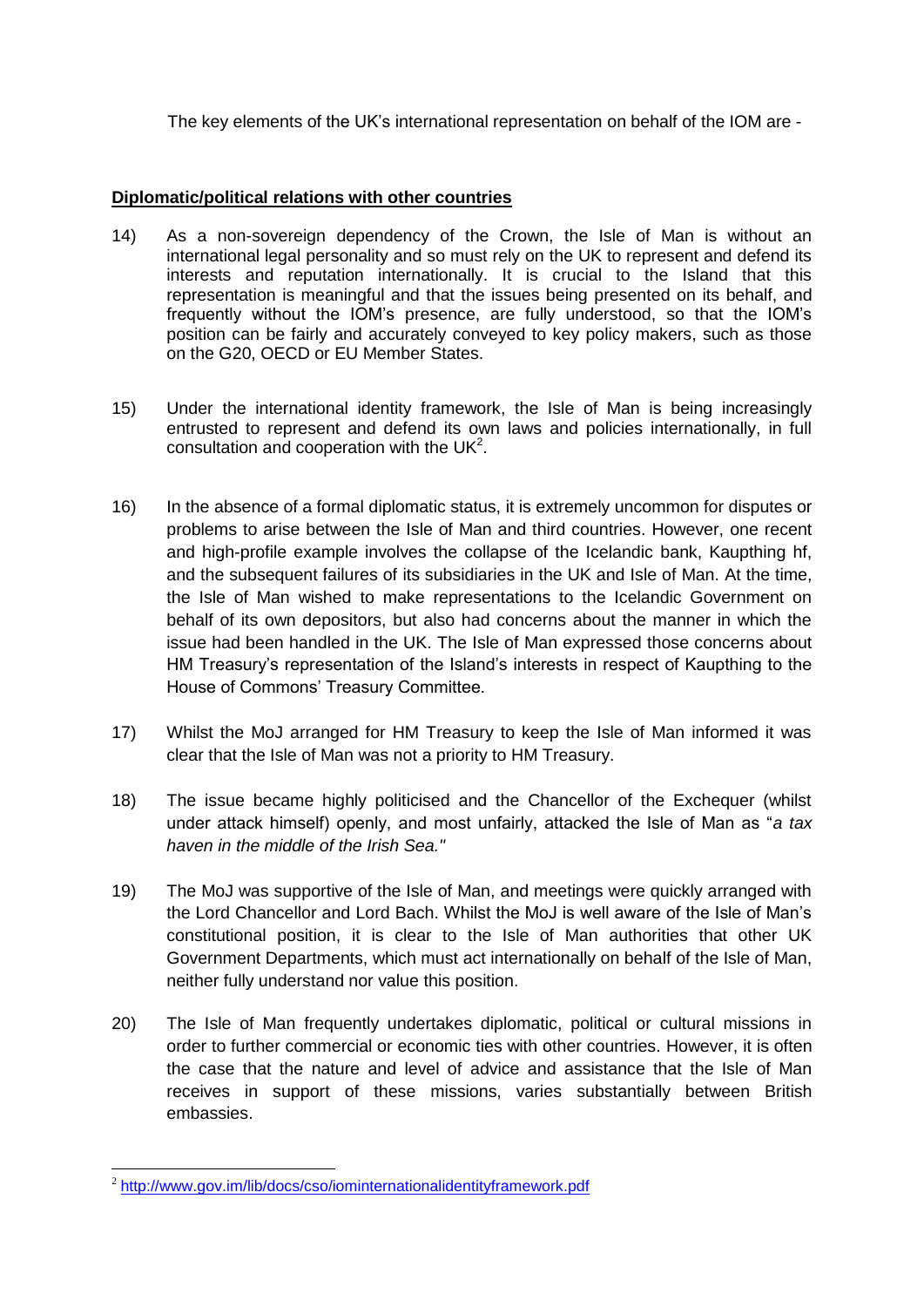The key elements of the UK's international representation on behalf of the IOM are -

**Diplomatic/political relations with other countries**

14) As a non-sovereign dependency of the Crown, the Isle of Man is without an international legal personality and so must rely on the UK to represent and defend its interests and reputation internationally. It is crucial to the Island that this representation is meaningful and that the issues being presented on its behalf, and frequently without the IOM's presence, are fully understood, so that the IOM's position can be fairly and accurately conveyed to key policy makers, such as those on the G20, OECD or EU Member States.

15) Under the international identity framework, the Isle of Man is being increasingly entrusted to represent and defend its own laws and policies internationally, in full consultation and cooperation with the UK[2].

16) In the absence of a formal diplomatic status, it is extremely uncommon for disputes or problems to arise between the Isle of Man and third countries. However, one recent and high-profile example involves the collapse of the Icelandic bank, Kaupthing hf, and the subsequent failures of its subsidiaries in the UK and Isle of Man. At the time, the Isle of Man wished to make representations to the Icelandic Government on behalf of its own depositors, but also had concerns about the manner in which the issue had been handled in the UK. The Isle of Man expressed those concerns about HM Treasury's representation of the Island's interests in respect of Kaupthing to the House of Commons' Treasury Committee.

17) Whilst the MoJ arranged for HM Treasury to keep the Isle of Man informed it was clear that the Isle of Man was not a priority to HM Treasury.

18) The issue became highly politicised and the Chancellor of the Exchequer (whilst under attack himself) openly, and most unfairly, attacked the Isle of Man as "*a tax haven in the middle of the Irish Sea."*

19) The MoJ was supportive of the Isle of Man, and meetings were quickly arranged with the Lord Chancellor and Lord Bach. Whilst the MoJ is well aware of the Isle of Man's constitutional position, it is clear to the Isle of Man authorities that other UK Government Departments, which must act internationally on behalf of the Isle of Man, neither fully understand nor value this position.

20) The Isle of Man frequently undertakes diplomatic, political or cultural missions in order to further commercial or economic ties with other countries. However, it is often the case that the nature and level of advice and assistance that the Isle of Man receives in support of these missions, varies substantially between British embassies.

---

[2] http://www.gov.im/lib/docs/cso/iominternationalidentityframework.pdf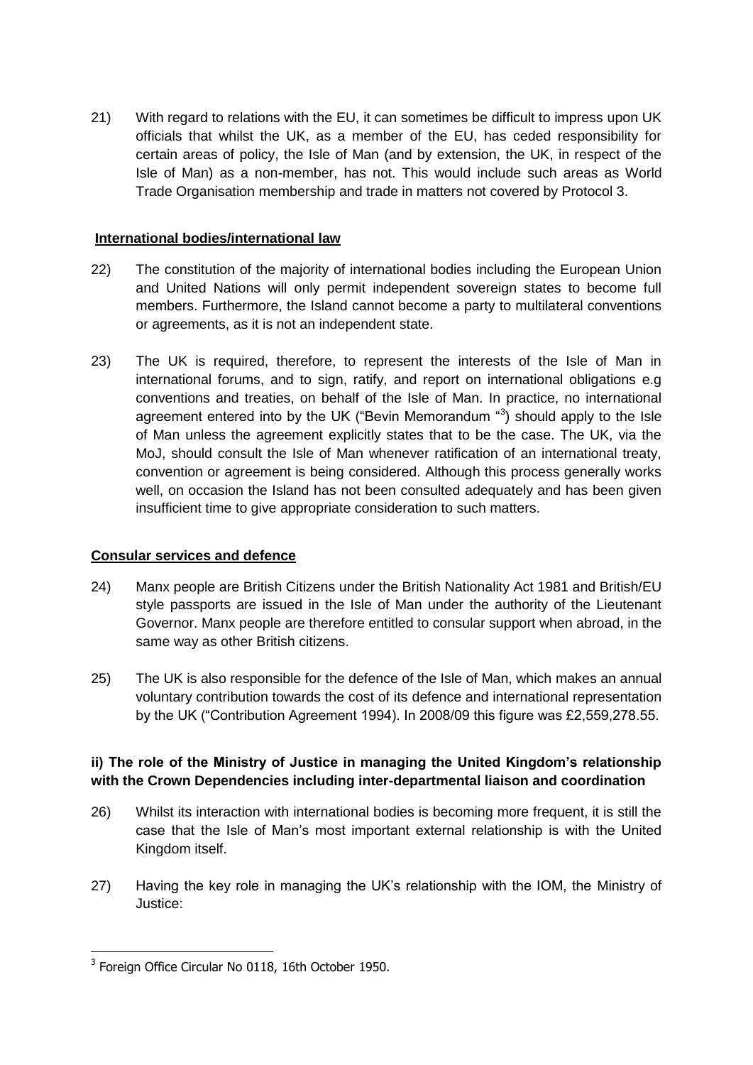21) With regard to relations with the EU, it can sometimes be difficult to impress upon UK officials that whilst the UK, as a member of the EU, has ceded responsibility for certain areas of policy, the Isle of Man (and by extension, the UK, in respect of the Isle of Man) as a non-member, has not. This would include such areas as World Trade Organisation membership and trade in matters not covered by Protocol 3.

**International bodies/international law**

22) The constitution of the majority of international bodies including the European Union and United Nations will only permit independent sovereign states to become full members. Furthermore, the Island cannot become a party to multilateral conventions or agreements, as it is not an independent state.

23) The UK is required, therefore, to represent the interests of the Isle of Man in international forums, and to sign, ratify, and report on international obligations e.g conventions and treaties, on behalf of the Isle of Man. In practice, no international agreement entered into by the UK ("Bevin Memorandum "[3]) should apply to the Isle of Man unless the agreement explicitly states that to be the case. The UK, via the MoJ, should consult the Isle of Man whenever ratification of an international treaty, convention or agreement is being considered. Although this process generally works well, on occasion the Island has not been consulted adequately and has been given insufficient time to give appropriate consideration to such matters.

**Consular services and defence**

24) Manx people are British Citizens under the British Nationality Act 1981 and British/EU style passports are issued in the Isle of Man under the authority of the Lieutenant Governor. Manx people are therefore entitled to consular support when abroad, in the same way as other British citizens.

25) The UK is also responsible for the defence of the Isle of Man, which makes an annual voluntary contribution towards the cost of its defence and international representation by the UK ("Contribution Agreement 1994). In 2008/09 this figure was £2,559,278.55.

**ii) The role of the Ministry of Justice in managing the United Kingdom's relationship with the Crown Dependencies including inter-departmental liaison and coordination**

26) Whilst its interaction with international bodies is becoming more frequent, it is still the case that the Isle of Man's most important external relationship is with the United Kingdom itself.

27) Having the key role in managing the UK's relationship with the IOM, the Ministry of Justice:

---

[3] Foreign Office Circular No 0118, 16th October 1950.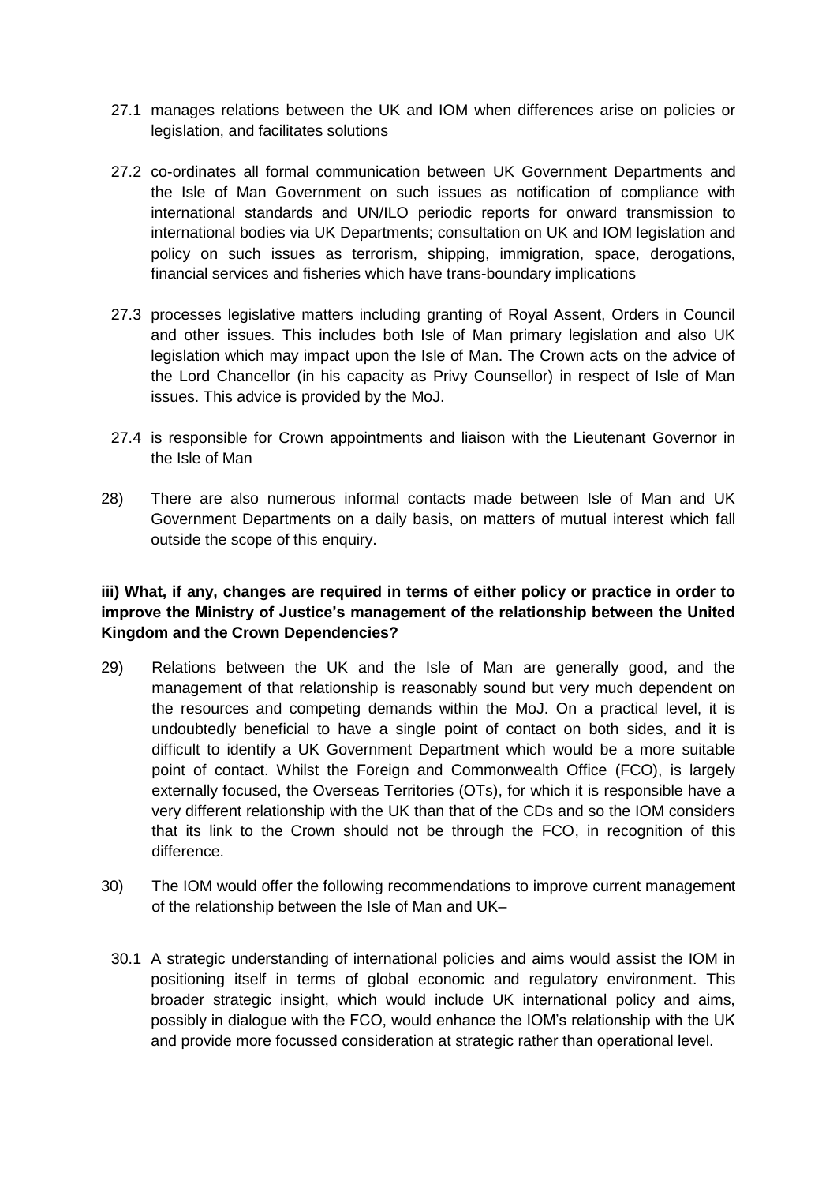27.1 manages relations between the UK and IOM when differences arise on policies or legislation, and facilitates solutions

27.2 co-ordinates all formal communication between UK Government Departments and the Isle of Man Government on such issues as notification of compliance with international standards and UN/ILO periodic reports for onward transmission to international bodies via UK Departments; consultation on UK and IOM legislation and policy on such issues as terrorism, shipping, immigration, space, derogations, financial services and fisheries which have trans-boundary implications

27.3 processes legislative matters including granting of Royal Assent, Orders in Council and other issues. This includes both Isle of Man primary legislation and also UK legislation which may impact upon the Isle of Man. The Crown acts on the advice of the Lord Chancellor (in his capacity as Privy Counsellor) in respect of Isle of Man issues. This advice is provided by the MoJ.

27.4 is responsible for Crown appointments and liaison with the Lieutenant Governor in the Isle of Man

28) There are also numerous informal contacts made between Isle of Man and UK Government Departments on a daily basis, on matters of mutual interest which fall outside the scope of this enquiry.

**iii) What, if any, changes are required in terms of either policy or practice in order to improve the Ministry of Justice's management of the relationship between the United Kingdom and the Crown Dependencies?**

29) Relations between the UK and the Isle of Man are generally good, and the management of that relationship is reasonably sound but very much dependent on the resources and competing demands within the MoJ. On a practical level, it is undoubtedly beneficial to have a single point of contact on both sides, and it is difficult to identify a UK Government Department which would be a more suitable point of contact. Whilst the Foreign and Commonwealth Office (FCO), is largely externally focused, the Overseas Territories (OTs), for which it is responsible have a very different relationship with the UK than that of the CDs and so the IOM considers that its link to the Crown should not be through the FCO, in recognition of this difference.

30) The IOM would offer the following recommendations to improve current management of the relationship between the Isle of Man and UK–

30.1 A strategic understanding of international policies and aims would assist the IOM in positioning itself in terms of global economic and regulatory environment. This broader strategic insight, which would include UK international policy and aims, possibly in dialogue with the FCO, would enhance the IOM's relationship with the UK and provide more focussed consideration at strategic rather than operational level.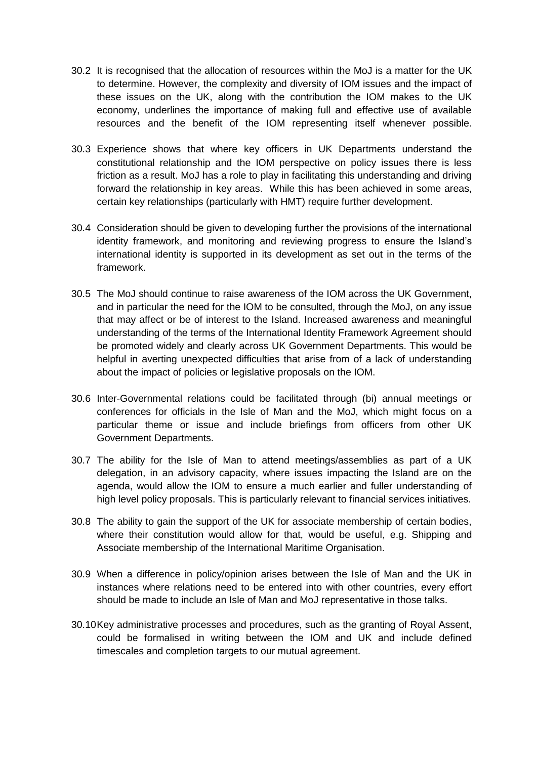30.2 It is recognised that the allocation of resources within the MoJ is a matter for the UK to determine. However, the complexity and diversity of IOM issues and the impact of these issues on the UK, along with the contribution the IOM makes to the UK economy, underlines the importance of making full and effective use of available resources and the benefit of the IOM representing itself whenever possible.

30.3 Experience shows that where key officers in UK Departments understand the constitutional relationship and the IOM perspective on policy issues there is less friction as a result. MoJ has a role to play in facilitating this understanding and driving forward the relationship in key areas. While this has been achieved in some areas, certain key relationships (particularly with HMT) require further development.

30.4 Consideration should be given to developing further the provisions of the international identity framework, and monitoring and reviewing progress to ensure the Island's international identity is supported in its development as set out in the terms of the framework.

30.5 The MoJ should continue to raise awareness of the IOM across the UK Government, and in particular the need for the IOM to be consulted, through the MoJ, on any issue that may affect or be of interest to the Island. Increased awareness and meaningful understanding of the terms of the International Identity Framework Agreement should be promoted widely and clearly across UK Government Departments. This would be helpful in averting unexpected difficulties that arise from of a lack of understanding about the impact of policies or legislative proposals on the IOM.

30.6 Inter-Governmental relations could be facilitated through (bi) annual meetings or conferences for officials in the Isle of Man and the MoJ, which might focus on a particular theme or issue and include briefings from officers from other UK Government Departments.

30.7 The ability for the Isle of Man to attend meetings/assemblies as part of a UK delegation, in an advisory capacity, where issues impacting the Island are on the agenda, would allow the IOM to ensure a much earlier and fuller understanding of high level policy proposals. This is particularly relevant to financial services initiatives.

30.8 The ability to gain the support of the UK for associate membership of certain bodies, where their constitution would allow for that, would be useful, e.g. Shipping and Associate membership of the International Maritime Organisation.

30.9 When a difference in policy/opinion arises between the Isle of Man and the UK in instances where relations need to be entered into with other countries, every effort should be made to include an Isle of Man and MoJ representative in those talks.

30.10 Key administrative processes and procedures, such as the granting of Royal Assent, could be formalised in writing between the IOM and UK and include defined timescales and completion targets to our mutual agreement.